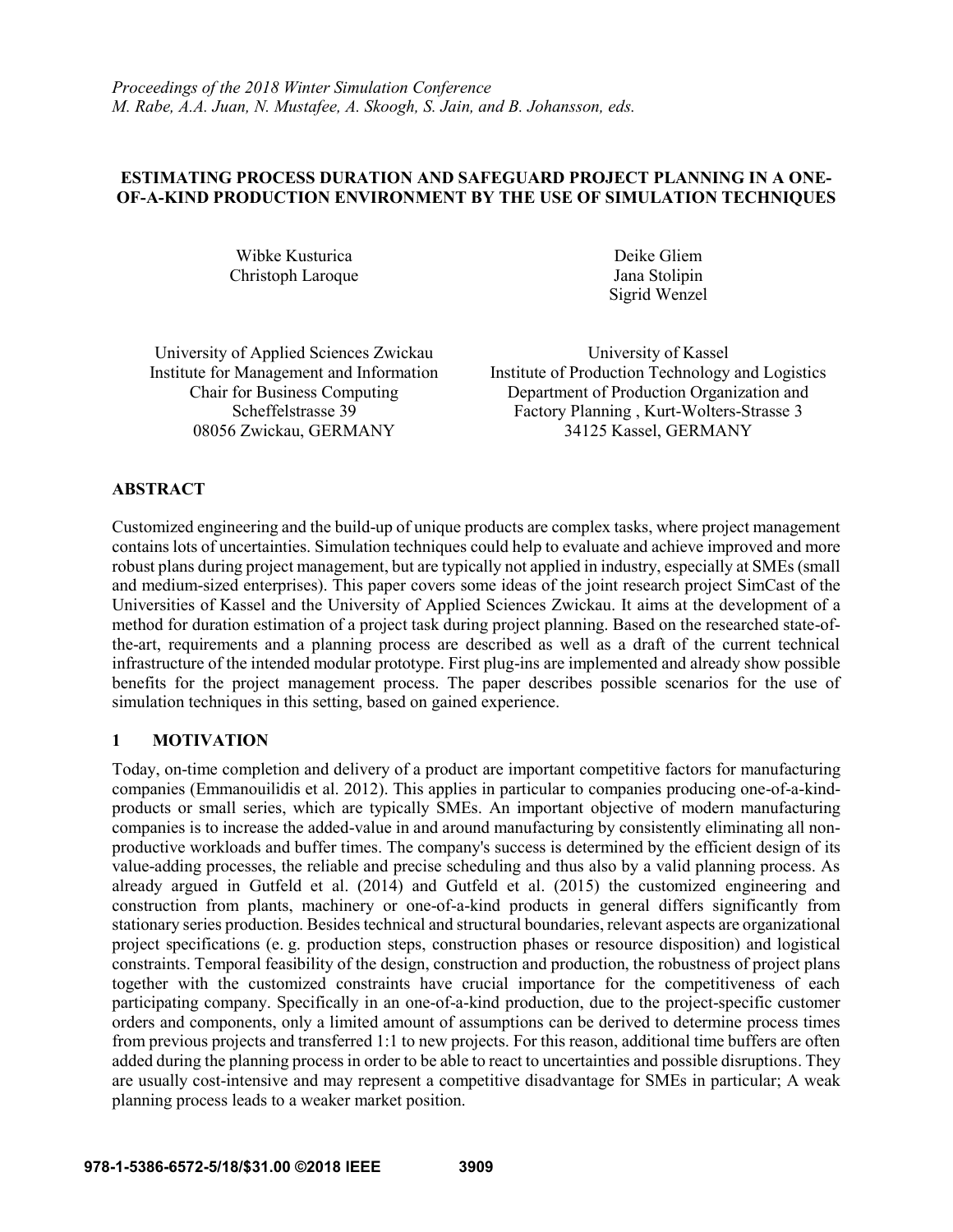*Proceedings of the 2018 Winter Simulation Conference*
*M. Rabe, A.A. Juan, N. Mustafee, A. Skoogh, S. Jain, and B. Johansson, eds.*

# ESTIMATING PROCESS DURATION AND SAFEGUARD PROJECT PLANNING IN A ONE-OF-A-KIND PRODUCTION ENVIRONMENT BY THE USE OF SIMULATION TECHNIQUES

Wibke Kusturica
Christoph Laroque

Deike Gliem
Jana Stolipin
Sigrid Wenzel

University of Applied Sciences Zwickau
Institute for Management and Information
Chair for Business Computing
Scheffelstrasse 39
08056 Zwickau, GERMANY

University of Kassel
Institute of Production Technology and Logistics
Department of Production Organization and
Factory Planning , Kurt-Wolters-Strasse 3
34125 Kassel, GERMANY

## ABSTRACT

Customized engineering and the build-up of unique products are complex tasks, where project management contains lots of uncertainties. Simulation techniques could help to evaluate and achieve improved and more robust plans during project management, but are typically not applied in industry, especially at SMEs (small and medium-sized enterprises). This paper covers some ideas of the joint research project SimCast of the Universities of Kassel and the University of Applied Sciences Zwickau. It aims at the development of a method for duration estimation of a project task during project planning. Based on the researched state-of-the-art, requirements and a planning process are described as well as a draft of the current technical infrastructure of the intended modular prototype. First plug-ins are implemented and already show possible benefits for the project management process. The paper describes possible scenarios for the use of simulation techniques in this setting, based on gained experience.

## 1 MOTIVATION

Today, on-time completion and delivery of a product are important competitive factors for manufacturing companies (Emmanouilidis et al. 2012). This applies in particular to companies producing one-of-a-kind-products or small series, which are typically SMEs. An important objective of modern manufacturing companies is to increase the added-value in and around manufacturing by consistently eliminating all non-productive workloads and buffer times. The company's success is determined by the efficient design of its value-adding processes, the reliable and precise scheduling and thus also by a valid planning process. As already argued in Gutfeld et al. (2014) and Gutfeld et al. (2015) the customized engineering and construction from plants, machinery or one-of-a-kind products in general differs significantly from stationary series production. Besides technical and structural boundaries, relevant aspects are organizational project specifications (e. g. production steps, construction phases or resource disposition) and logistical constraints. Temporal feasibility of the design, construction and production, the robustness of project plans together with the customized constraints have crucial importance for the competitiveness of each participating company. Specifically in an one-of-a-kind production, due to the project-specific customer orders and components, only a limited amount of assumptions can be derived to determine process times from previous projects and transferred 1:1 to new projects. For this reason, additional time buffers are often added during the planning process in order to be able to react to uncertainties and possible disruptions. They are usually cost-intensive and may represent a competitive disadvantage for SMEs in particular; A weak planning process leads to a weaker market position.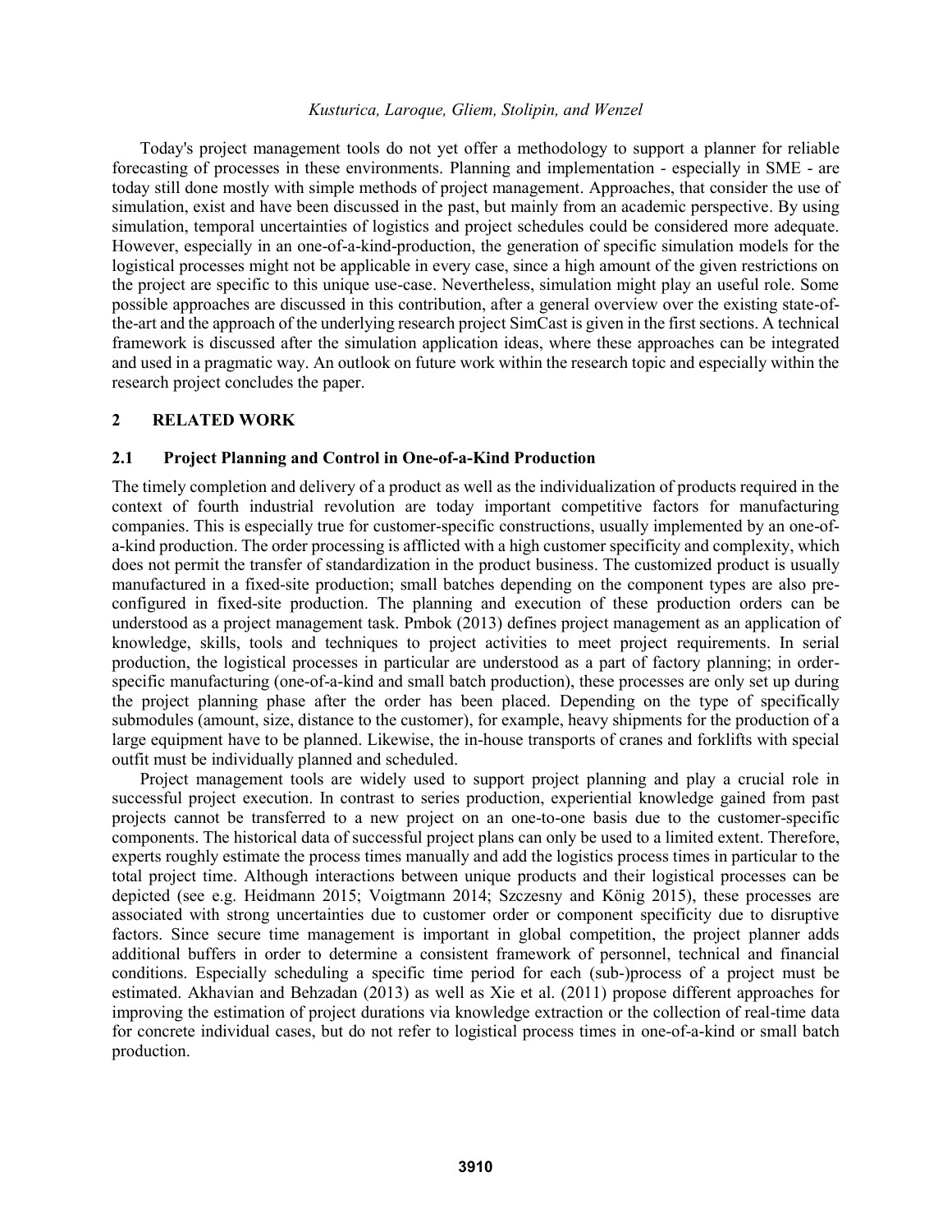Today's project management tools do not yet offer a methodology to support a planner for reliable forecasting of processes in these environments. Planning and implementation - especially in SME - are today still done mostly with simple methods of project management. Approaches, that consider the use of simulation, exist and have been discussed in the past, but mainly from an academic perspective. By using simulation, temporal uncertainties of logistics and project schedules could be considered more adequate. However, especially in an one-of-a-kind-production, the generation of specific simulation models for the logistical processes might not be applicable in every case, since a high amount of the given restrictions on the project are specific to this unique use-case. Nevertheless, simulation might play an useful role. Some possible approaches are discussed in this contribution, after a general overview over the existing state-of-the-art and the approach of the underlying research project SimCast is given in the first sections. A technical framework is discussed after the simulation application ideas, where these approaches can be integrated and used in a pragmatic way. An outlook on future work within the research topic and especially within the research project concludes the paper.

## 2 RELATED WORK

### 2.1 Project Planning and Control in One-of-a-Kind Production

The timely completion and delivery of a product as well as the individualization of products required in the context of fourth industrial revolution are today important competitive factors for manufacturing companies. This is especially true for customer-specific constructions, usually implemented by an one-of-a-kind production. The order processing is afflicted with a high customer specificity and complexity, which does not permit the transfer of standardization in the product business. The customized product is usually manufactured in a fixed-site production; small batches depending on the component types are also pre-configured in fixed-site production. The planning and execution of these production orders can be understood as a project management task. Pmbok (2013) defines project management as an application of knowledge, skills, tools and techniques to project activities to meet project requirements. In serial production, the logistical processes in particular are understood as a part of factory planning; in order-specific manufacturing (one-of-a-kind and small batch production), these processes are only set up during the project planning phase after the order has been placed. Depending on the type of specifically submodules (amount, size, distance to the customer), for example, heavy shipments for the production of a large equipment have to be planned. Likewise, the in-house transports of cranes and forklifts with special outfit must be individually planned and scheduled.

Project management tools are widely used to support project planning and play a crucial role in successful project execution. In contrast to series production, experiential knowledge gained from past projects cannot be transferred to a new project on an one-to-one basis due to the customer-specific components. The historical data of successful project plans can only be used to a limited extent. Therefore, experts roughly estimate the process times manually and add the logistics process times in particular to the total project time. Although interactions between unique products and their logistical processes can be depicted (see e.g. Heidmann 2015; Voigtmann 2014; Szczesny and König 2015), these processes are associated with strong uncertainties due to customer order or component specificity due to disruptive factors. Since secure time management is important in global competition, the project planner adds additional buffers in order to determine a consistent framework of personnel, technical and financial conditions. Especially scheduling a specific time period for each (sub-)process of a project must be estimated. Akhavian and Behzadan (2013) as well as Xie et al. (2011) propose different approaches for improving the estimation of project durations via knowledge extraction or the collection of real-time data for concrete individual cases, but do not refer to logistical process times in one-of-a-kind or small batch production.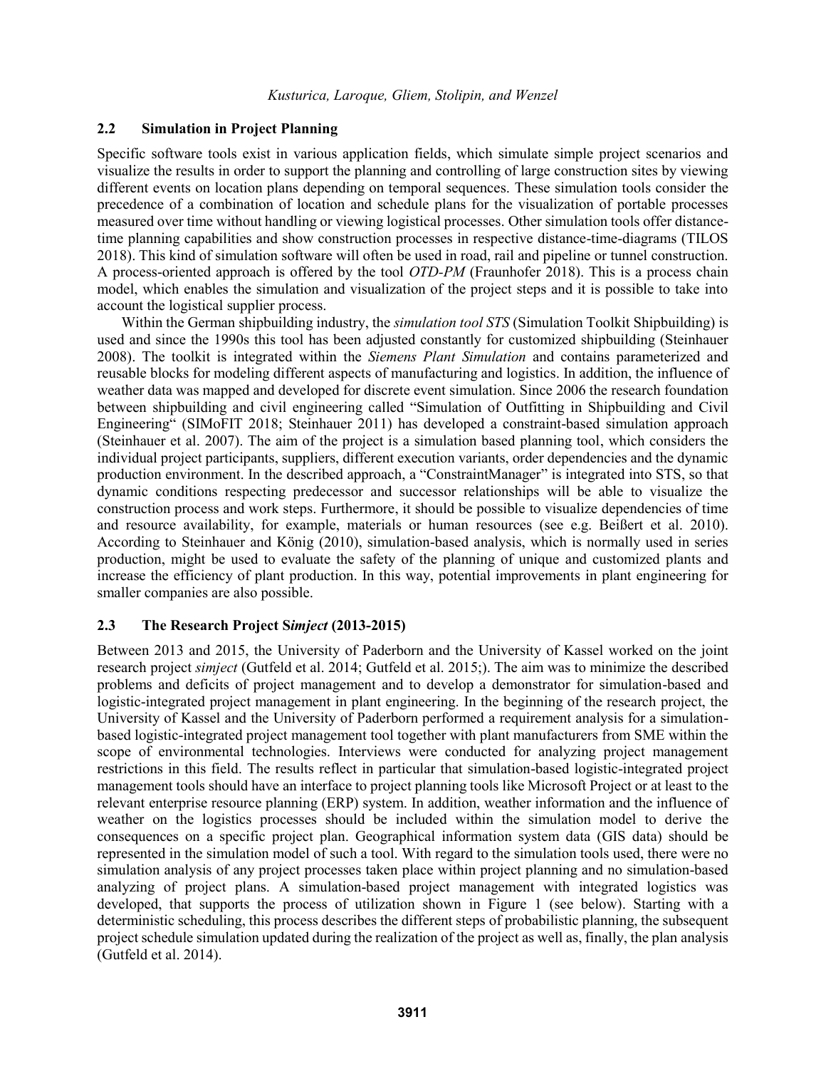### 2.2 Simulation in Project Planning

Specific software tools exist in various application fields, which simulate simple project scenarios and visualize the results in order to support the planning and controlling of large construction sites by viewing different events on location plans depending on temporal sequences. These simulation tools consider the precedence of a combination of location and schedule plans for the visualization of portable processes measured over time without handling or viewing logistical processes. Other simulation tools offer distance-time planning capabilities and show construction processes in respective distance-time-diagrams (TILOS 2018). This kind of simulation software will often be used in road, rail and pipeline or tunnel construction. A process-oriented approach is offered by the tool *OTD-PM* (Fraunhofer 2018). This is a process chain model, which enables the simulation and visualization of the project steps and it is possible to take into account the logistical supplier process.

Within the German shipbuilding industry, the *simulation tool STS* (Simulation Toolkit Shipbuilding) is used and since the 1990s this tool has been adjusted constantly for customized shipbuilding (Steinhauer 2008). The toolkit is integrated within the *Siemens Plant Simulation* and contains parameterized and reusable blocks for modeling different aspects of manufacturing and logistics. In addition, the influence of weather data was mapped and developed for discrete event simulation. Since 2006 the research foundation between shipbuilding and civil engineering called "Simulation of Outfitting in Shipbuilding and Civil Engineering" (SIMoFIT 2018; Steinhauer 2011) has developed a constraint-based simulation approach (Steinhauer et al. 2007). The aim of the project is a simulation based planning tool, which considers the individual project participants, suppliers, different execution variants, order dependencies and the dynamic production environment. In the described approach, a "ConstraintManager" is integrated into STS, so that dynamic conditions respecting predecessor and successor relationships will be able to visualize the construction process and work steps. Furthermore, it should be possible to visualize dependencies of time and resource availability, for example, materials or human resources (see e.g. Beißert et al. 2010). According to Steinhauer and König (2010), simulation-based analysis, which is normally used in series production, might be used to evaluate the safety of the planning of unique and customized plants and increase the efficiency of plant production. In this way, potential improvements in plant engineering for smaller companies are also possible.

### 2.3 The Research Project S*imject* (2013-2015)

Between 2013 and 2015, the University of Paderborn and the University of Kassel worked on the joint research project *simject* (Gutfeld et al. 2014; Gutfeld et al. 2015;). The aim was to minimize the described problems and deficits of project management and to develop a demonstrator for simulation-based and logistic-integrated project management in plant engineering. In the beginning of the research project, the University of Kassel and the University of Paderborn performed a requirement analysis for a simulation-based logistic-integrated project management tool together with plant manufacturers from SME within the scope of environmental technologies. Interviews were conducted for analyzing project management restrictions in this field. The results reflect in particular that simulation-based logistic-integrated project management tools should have an interface to project planning tools like Microsoft Project or at least to the relevant enterprise resource planning (ERP) system. In addition, weather information and the influence of weather on the logistics processes should be included within the simulation model to derive the consequences on a specific project plan. Geographical information system data (GIS data) should be represented in the simulation model of such a tool. With regard to the simulation tools used, there were no simulation analysis of any project processes taken place within project planning and no simulation-based analyzing of project plans. A simulation-based project management with integrated logistics was developed, that supports the process of utilization shown in Figure 1 (see below). Starting with a deterministic scheduling, this process describes the different steps of probabilistic planning, the subsequent project schedule simulation updated during the realization of the project as well as, finally, the plan analysis (Gutfeld et al. 2014).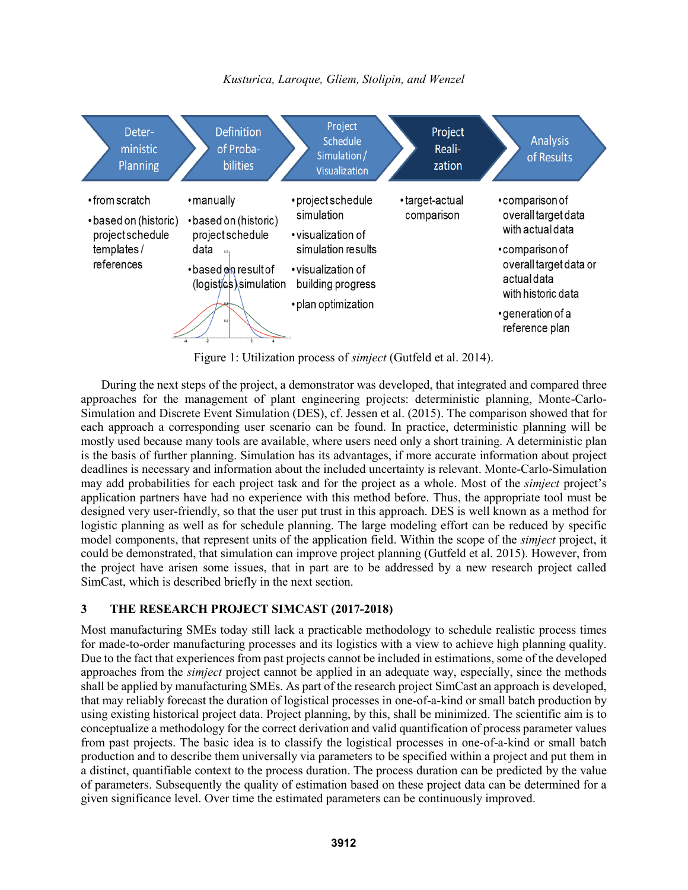| Deterministic Planning | Definition of Probabilities | Project Schedule Simulation / Visualization | Project Realization | Analysis of Results |
| --- | --- | --- | --- | --- |
| • from scratch<br>• based on (historic) project schedule templates / references | • manually<br>• based on (historic) project schedule data<br>• based on result of (logistics) simulation | • project schedule simulation<br>• visualization of simulation results<br>• visualization of building progress<br>• plan optimization | • target-actual comparison | • comparison of overall target data with actual data<br>• comparison of overall target data or actual data with historic data<br>• generation of a reference plan |

Figure 1: Utilization process of *simject* (Gutfeld et al. 2014).

During the next steps of the project, a demonstrator was developed, that integrated and compared three approaches for the management of plant engineering projects: deterministic planning, Monte-Carlo-Simulation and Discrete Event Simulation (DES), cf. Jessen et al. (2015). The comparison showed that for each approach a corresponding user scenario can be found. In practice, deterministic planning will be mostly used because many tools are available, where users need only a short training. A deterministic plan is the basis of further planning. Simulation has its advantages, if more accurate information about project deadlines is necessary and information about the included uncertainty is relevant. Monte-Carlo-Simulation may add probabilities for each project task and for the project as a whole. Most of the *simject* project's application partners have had no experience with this method before. Thus, the appropriate tool must be designed very user-friendly, so that the user put trust in this approach. DES is well known as a method for logistic planning as well as for schedule planning. The large modeling effort can be reduced by specific model components, that represent units of the application field. Within the scope of the *simject* project, it could be demonstrated, that simulation can improve project planning (Gutfeld et al. 2015). However, from the project have arisen some issues, that in part are to be addressed by a new research project called SimCast, which is described briefly in the next section.

## 3 THE RESEARCH PROJECT SIMCAST (2017-2018)

Most manufacturing SMEs today still lack a practicable methodology to schedule realistic process times for made-to-order manufacturing processes and its logistics with a view to achieve high planning quality. Due to the fact that experiences from past projects cannot be included in estimations, some of the developed approaches from the *simject* project cannot be applied in an adequate way, especially, since the methods shall be applied by manufacturing SMEs. As part of the research project SimCast an approach is developed, that may reliably forecast the duration of logistical processes in one-of-a-kind or small batch production by using existing historical project data. Project planning, by this, shall be minimized. The scientific aim is to conceptualize a methodology for the correct derivation and valid quantification of process parameter values from past projects. The basic idea is to classify the logistical processes in one-of-a-kind or small batch production and to describe them universally via parameters to be specified within a project and put them in a distinct, quantifiable context to the process duration. The process duration can be predicted by the value of parameters. Subsequently the quality of estimation based on these project data can be determined for a given significance level. Over time the estimated parameters can be continuously improved.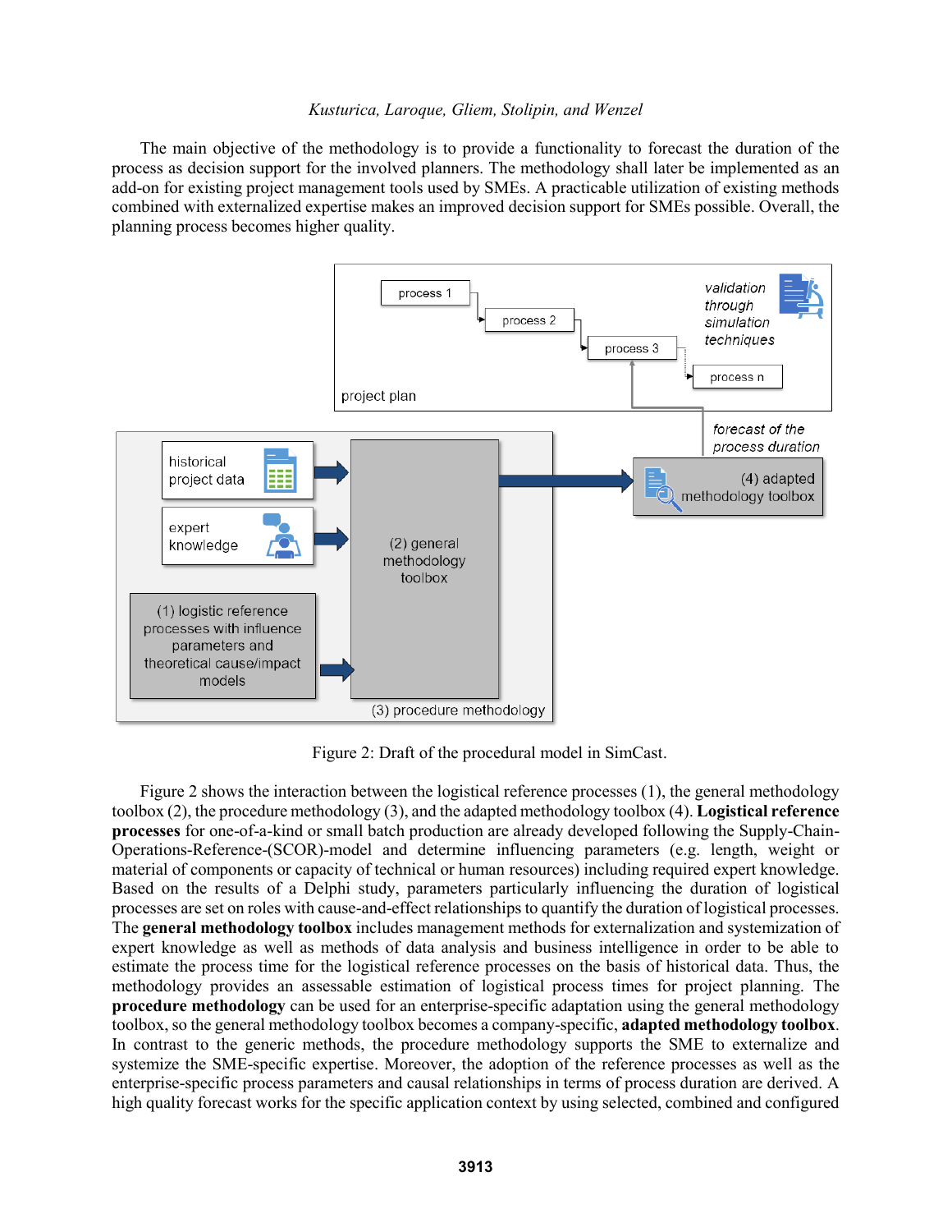The main objective of the methodology is to provide a functionality to forecast the duration of the process as decision support for the involved planners. The methodology shall later be implemented as an add-on for existing project management tools used by SMEs. A practicable utilization of existing methods combined with externalized expertise makes an improved decision support for SMEs possible. Overall, the planning process becomes higher quality.

Figure 2: Draft of the procedural model in SimCast.

Figure 2 shows the interaction between the logistical reference processes (1), the general methodology toolbox (2), the procedure methodology (3), and the adapted methodology toolbox (4). **Logistical reference processes** for one-of-a-kind or small batch production are already developed following the Supply-Chain-Operations-Reference-(SCOR)-model and determine influencing parameters (e.g. length, weight or material of components or capacity of technical or human resources) including required expert knowledge. Based on the results of a Delphi study, parameters particularly influencing the duration of logistical processes are set on roles with cause-and-effect relationships to quantify the duration of logistical processes. The **general methodology toolbox** includes management methods for externalization and systemization of expert knowledge as well as methods of data analysis and business intelligence in order to be able to estimate the process time for the logistical reference processes on the basis of historical data. Thus, the methodology provides an assessable estimation of logistical process times for project planning. The **procedure methodology** can be used for an enterprise-specific adaptation using the general methodology toolbox, so the general methodology toolbox becomes a company-specific, **adapted methodology toolbox**. In contrast to the generic methods, the procedure methodology supports the SME to externalize and systemize the SME-specific expertise. Moreover, the adoption of the reference processes as well as the enterprise-specific process parameters and causal relationships in terms of process duration are derived. A high quality forecast works for the specific application context by using selected, combined and configured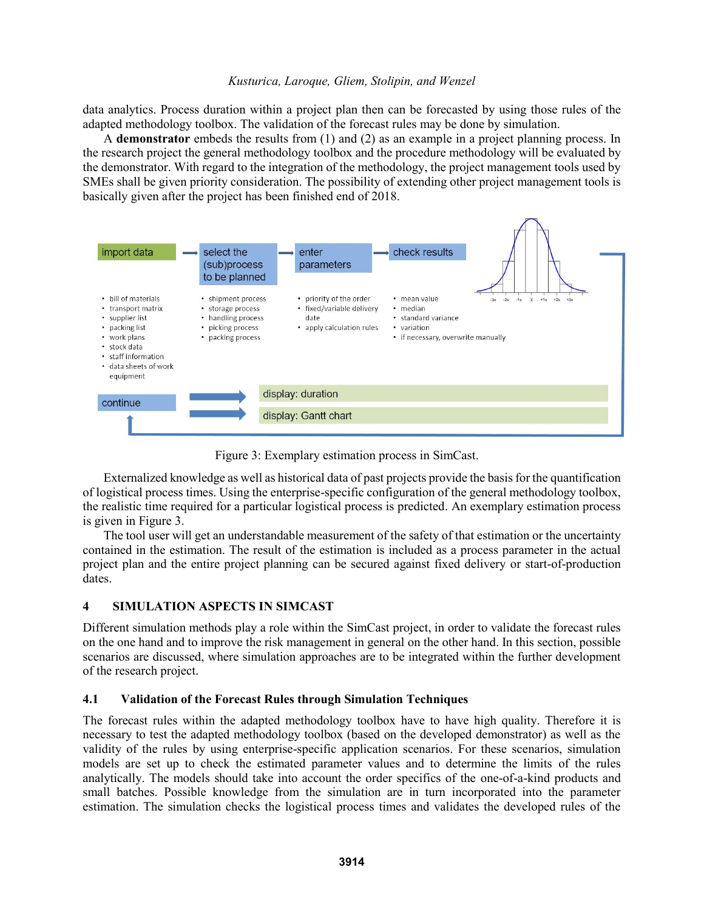data analytics. Process duration within a project plan then can be forecasted by using those rules of the adapted methodology toolbox. The validation of the forecast rules may be done by simulation.

A **demonstrator** embeds the results from (1) and (2) as an example in a project planning process. In the research project the general methodology toolbox and the procedure methodology will be evaluated by the demonstrator. With regard to the integration of the methodology, the project management tools used by SMEs shall be given priority consideration. The possibility of extending other project management tools is basically given after the project has been finished end of 2018.

import data → select the (sub)process to be planned → enter parameters → check results

- bill of materials
- transport matrix
- supplier list
- packing list
- work plans
- stock data
- staff information
- data sheets of work equipment

- shipment process
- storage process
- handling process
- picking process
- packing process

- priority of the order
- fixed/variable delivery date
- apply calculation rules

- mean value
- median
- standard variance
- variation
- if necessary, overwrite manually

continue → display: duration; display: Gantt chart

Figure 3: Exemplary estimation process in SimCast.

Externalized knowledge as well as historical data of past projects provide the basis for the quantification of logistical process times. Using the enterprise-specific configuration of the general methodology toolbox, the realistic time required for a particular logistical process is predicted. An exemplary estimation process is given in Figure 3.

The tool user will get an understandable measurement of the safety of that estimation or the uncertainty contained in the estimation. The result of the estimation is included as a process parameter in the actual project plan and the entire project planning can be secured against fixed delivery or start-of-production dates.

## 4 SIMULATION ASPECTS IN SIMCAST

Different simulation methods play a role within the SimCast project, in order to validate the forecast rules on the one hand and to improve the risk management in general on the other hand. In this section, possible scenarios are discussed, where simulation approaches are to be integrated within the further development of the research project.

### 4.1 Validation of the Forecast Rules through Simulation Techniques

The forecast rules within the adapted methodology toolbox have to have high quality. Therefore it is necessary to test the adapted methodology toolbox (based on the developed demonstrator) as well as the validity of the rules by using enterprise-specific application scenarios. For these scenarios, simulation models are set up to check the estimated parameter values and to determine the limits of the rules analytically. The models should take into account the order specifics of the one-of-a-kind products and small batches. Possible knowledge from the simulation are in turn incorporated into the parameter estimation. The simulation checks the logistical process times and validates the developed rules of the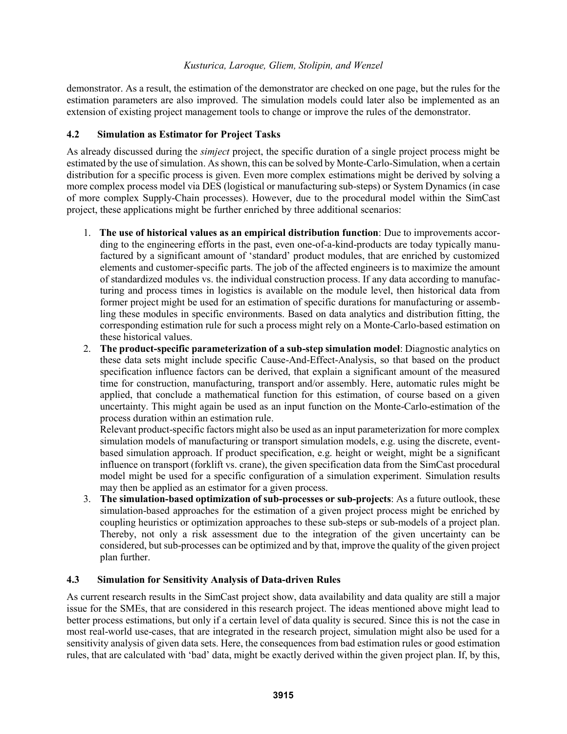demonstrator. As a result, the estimation of the demonstrator are checked on one page, but the rules for the estimation parameters are also improved. The simulation models could later also be implemented as an extension of existing project management tools to change or improve the rules of the demonstrator.

### 4.2 Simulation as Estimator for Project Tasks

As already discussed during the *simject* project, the specific duration of a single project process might be estimated by the use of simulation. As shown, this can be solved by Monte-Carlo-Simulation, when a certain distribution for a specific process is given. Even more complex estimations might be derived by solving a more complex process model via DES (logistical or manufacturing sub-steps) or System Dynamics (in case of more complex Supply-Chain processes). However, due to the procedural model within the SimCast project, these applications might be further enriched by three additional scenarios:

1. **The use of historical values as an empirical distribution function**: Due to improvements according to the engineering efforts in the past, even one-of-a-kind-products are today typically manufactured by a significant amount of 'standard' product modules, that are enriched by customized elements and customer-specific parts. The job of the affected engineers is to maximize the amount of standardized modules vs. the individual construction process. If any data according to manufacturing and process times in logistics is available on the module level, then historical data from former project might be used for an estimation of specific durations for manufacturing or assembling these modules in specific environments. Based on data analytics and distribution fitting, the corresponding estimation rule for such a process might rely on a Monte-Carlo-based estimation on these historical values.
2. **The product-specific parameterization of a sub-step simulation model**: Diagnostic analytics on these data sets might include specific Cause-And-Effect-Analysis, so that based on the product specification influence factors can be derived, that explain a significant amount of the measured time for construction, manufacturing, transport and/or assembly. Here, automatic rules might be applied, that conclude a mathematical function for this estimation, of course based on a given uncertainty. This might again be used as an input function on the Monte-Carlo-estimation of the process duration within an estimation rule.
   Relevant product-specific factors might also be used as an input parameterization for more complex simulation models of manufacturing or transport simulation models, e.g. using the discrete, event-based simulation approach. If product specification, e.g. height or weight, might be a significant influence on transport (forklift vs. crane), the given specification data from the SimCast procedural model might be used for a specific configuration of a simulation experiment. Simulation results may then be applied as an estimator for a given process.
3. **The simulation-based optimization of sub-processes or sub-projects**: As a future outlook, these simulation-based approaches for the estimation of a given project process might be enriched by coupling heuristics or optimization approaches to these sub-steps or sub-models of a project plan. Thereby, not only a risk assessment due to the integration of the given uncertainty can be considered, but sub-processes can be optimized and by that, improve the quality of the given project plan further.

### 4.3 Simulation for Sensitivity Analysis of Data-driven Rules

As current research results in the SimCast project show, data availability and data quality are still a major issue for the SMEs, that are considered in this research project. The ideas mentioned above might lead to better process estimations, but only if a certain level of data quality is secured. Since this is not the case in most real-world use-cases, that are integrated in the research project, simulation might also be used for a sensitivity analysis of given data sets. Here, the consequences from bad estimation rules or good estimation rules, that are calculated with 'bad' data, might be exactly derived within the given project plan. If, by this,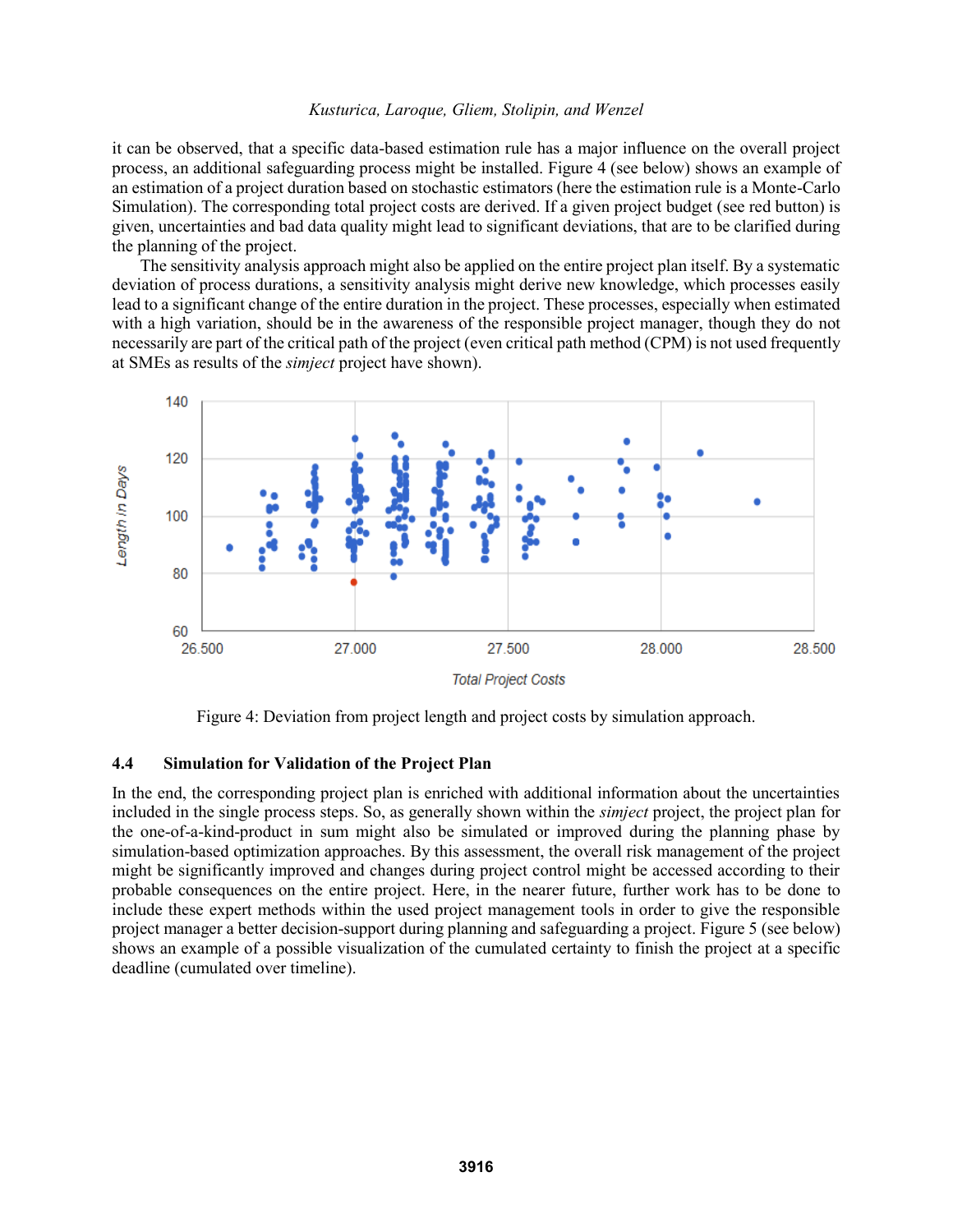it can be observed, that a specific data-based estimation rule has a major influence on the overall project process, an additional safeguarding process might be installed. Figure 4 (see below) shows an example of an estimation of a project duration based on stochastic estimators (here the estimation rule is a Monte-Carlo Simulation). The corresponding total project costs are derived. If a given project budget (see red button) is given, uncertainties and bad data quality might lead to significant deviations, that are to be clarified during the planning of the project.

The sensitivity analysis approach might also be applied on the entire project plan itself. By a systematic deviation of process durations, a sensitivity analysis might derive new knowledge, which processes easily lead to a significant change of the entire duration in the project. These processes, especially when estimated with a high variation, should be in the awareness of the responsible project manager, though they do not necessarily are part of the critical path of the project (even critical path method (CPM) is not used frequently at SMEs as results of the *simject* project have shown).

Figure 4: Deviation from project length and project costs by simulation approach.

### 4.4 Simulation for Validation of the Project Plan

In the end, the corresponding project plan is enriched with additional information about the uncertainties included in the single process steps. So, as generally shown within the *simject* project, the project plan for the one-of-a-kind-product in sum might also be simulated or improved during the planning phase by simulation-based optimization approaches. By this assessment, the overall risk management of the project might be significantly improved and changes during project control might be accessed according to their probable consequences on the entire project. Here, in the nearer future, further work has to be done to include these expert methods within the used project management tools in order to give the responsible project manager a better decision-support during planning and safeguarding a project. Figure 5 (see below) shows an example of a possible visualization of the cumulated certainty to finish the project at a specific deadline (cumulated over timeline).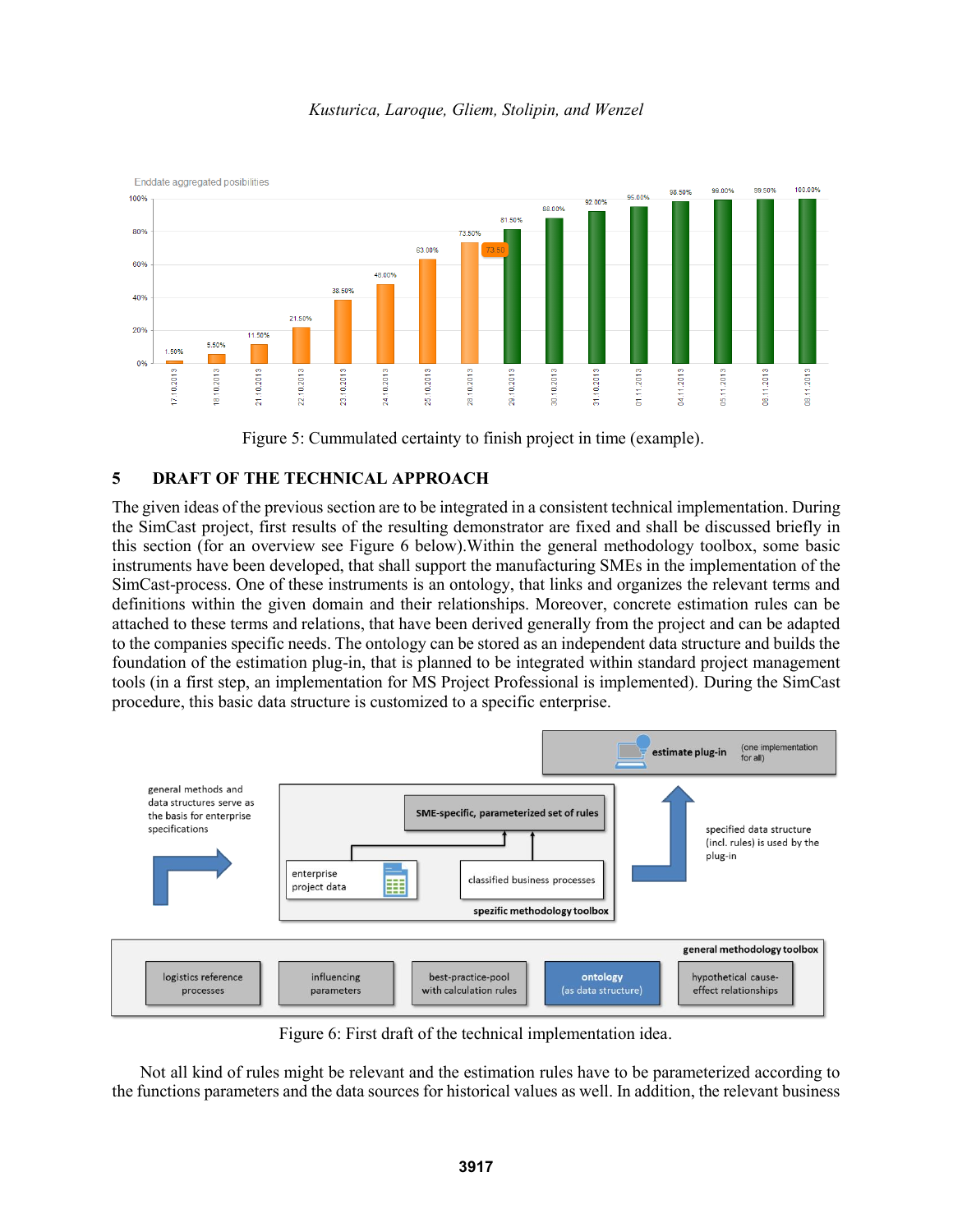Figure 5: Cummulated certainty to finish project in time (example).

## 5 DRAFT OF THE TECHNICAL APPROACH

The given ideas of the previous section are to be integrated in a consistent technical implementation. During the SimCast project, first results of the resulting demonstrator are fixed and shall be discussed briefly in this section (for an overview see Figure 6 below).Within the general methodology toolbox, some basic instruments have been developed, that shall support the manufacturing SMEs in the implementation of the SimCast-process. One of these instruments is an ontology, that links and organizes the relevant terms and definitions within the given domain and their relationships. Moreover, concrete estimation rules can be attached to these terms and relations, that have been derived generally from the project and can be adapted to the companies specific needs. The ontology can be stored as an independent data structure and builds the foundation of the estimation plug-in, that is planned to be integrated within standard project management tools (in a first step, an implementation for MS Project Professional is implemented). During the SimCast procedure, this basic data structure is customized to a specific enterprise.

Figure 6: First draft of the technical implementation idea.

Not all kind of rules might be relevant and the estimation rules have to be parameterized according to the functions parameters and the data sources for historical values as well. In addition, the relevant business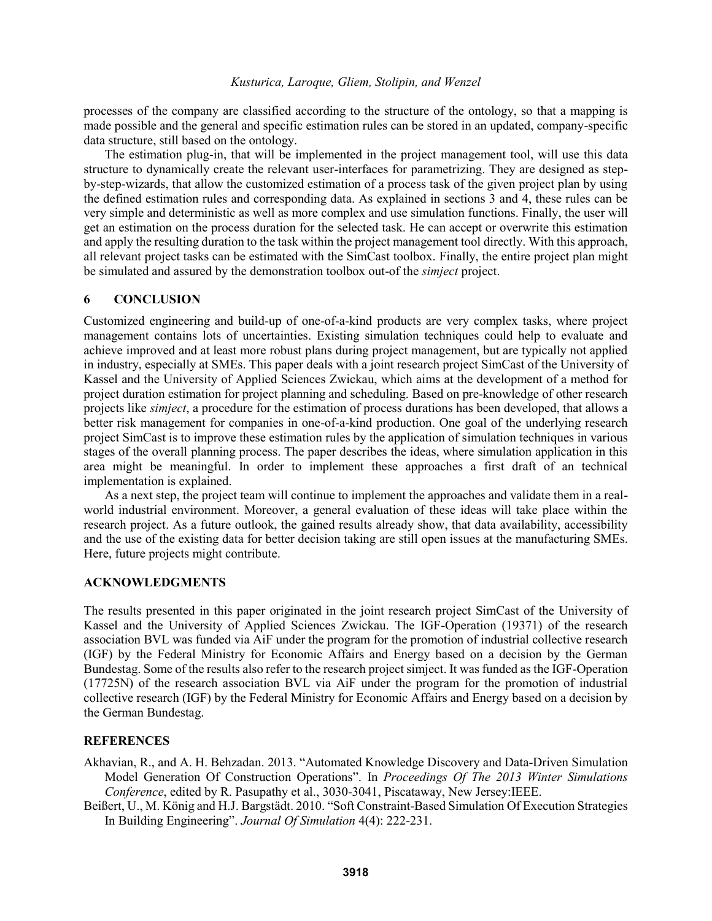processes of the company are classified according to the structure of the ontology, so that a mapping is made possible and the general and specific estimation rules can be stored in an updated, company-specific data structure, still based on the ontology.

The estimation plug-in, that will be implemented in the project management tool, will use this data structure to dynamically create the relevant user-interfaces for parametrizing. They are designed as step-by-step-wizards, that allow the customized estimation of a process task of the given project plan by using the defined estimation rules and corresponding data. As explained in sections 3 and 4, these rules can be very simple and deterministic as well as more complex and use simulation functions. Finally, the user will get an estimation on the process duration for the selected task. He can accept or overwrite this estimation and apply the resulting duration to the task within the project management tool directly. With this approach, all relevant project tasks can be estimated with the SimCast toolbox. Finally, the entire project plan might be simulated and assured by the demonstration toolbox out-of the *simject* project.

## 6 CONCLUSION

Customized engineering and build-up of one-of-a-kind products are very complex tasks, where project management contains lots of uncertainties. Existing simulation techniques could help to evaluate and achieve improved and at least more robust plans during project management, but are typically not applied in industry, especially at SMEs. This paper deals with a joint research project SimCast of the University of Kassel and the University of Applied Sciences Zwickau, which aims at the development of a method for project duration estimation for project planning and scheduling. Based on pre-knowledge of other research projects like *simject*, a procedure for the estimation of process durations has been developed, that allows a better risk management for companies in one-of-a-kind production. One goal of the underlying research project SimCast is to improve these estimation rules by the application of simulation techniques in various stages of the overall planning process. The paper describes the ideas, where simulation application in this area might be meaningful. In order to implement these approaches a first draft of an technical implementation is explained.

As a next step, the project team will continue to implement the approaches and validate them in a real-world industrial environment. Moreover, a general evaluation of these ideas will take place within the research project. As a future outlook, the gained results already show, that data availability, accessibility and the use of the existing data for better decision taking are still open issues at the manufacturing SMEs. Here, future projects might contribute.

## ACKNOWLEDGMENTS

The results presented in this paper originated in the joint research project SimCast of the University of Kassel and the University of Applied Sciences Zwickau. The IGF-Operation (19371) of the research association BVL was funded via AiF under the program for the promotion of industrial collective research (IGF) by the Federal Ministry for Economic Affairs and Energy based on a decision by the German Bundestag. Some of the results also refer to the research project simject. It was funded as the IGF-Operation (17725N) of the research association BVL via AiF under the program for the promotion of industrial collective research (IGF) by the Federal Ministry for Economic Affairs and Energy based on a decision by the German Bundestag.

## REFERENCES

Akhavian, R., and A. H. Behzadan. 2013. "Automated Knowledge Discovery and Data-Driven Simulation Model Generation Of Construction Operations". In *Proceedings Of The 2013 Winter Simulations Conference*, edited by R. Pasupathy et al., 3030-3041, Piscataway, New Jersey:IEEE.

Beißert, U., M. König and H.J. Bargstädt. 2010. "Soft Constraint-Based Simulation Of Execution Strategies In Building Engineering". *Journal Of Simulation* 4(4): 222-231.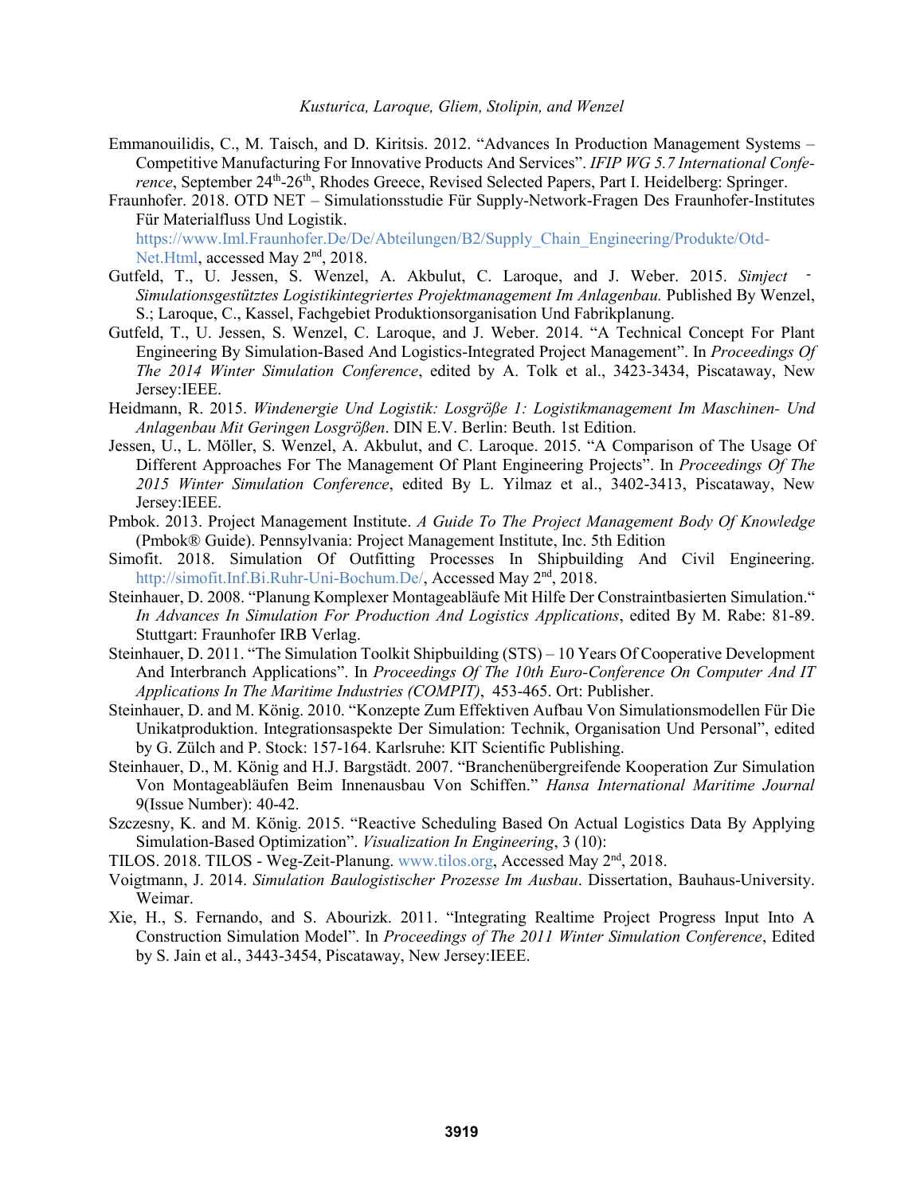Emmanouilidis, C., M. Taisch, and D. Kiritsis. 2012. "Advances In Production Management Systems – Competitive Manufacturing For Innovative Products And Services". *IFIP WG 5.7 International Conference*, September 24th-26th, Rhodes Greece, Revised Selected Papers, Part I. Heidelberg: Springer.

Fraunhofer. 2018. OTD NET – Simulationsstudie Für Supply-Network-Fragen Des Fraunhofer-Institutes Für Materialfluss Und Logistik. https://www.Iml.Fraunhofer.De/De/Abteilungen/B2/Supply_Chain_Engineering/Produkte/Otd-Net.Html, accessed May 2nd, 2018.

Gutfeld, T., U. Jessen, S. Wenzel, A. Akbulut, C. Laroque, and J. Weber. 2015. *Simject ‐ Simulationsgestütztes Logistikintegriertes Projektmanagement Im Anlagenbau.* Published By Wenzel, S.; Laroque, C., Kassel, Fachgebiet Produktionsorganisation Und Fabrikplanung.

Gutfeld, T., U. Jessen, S. Wenzel, C. Laroque, and J. Weber. 2014. "A Technical Concept For Plant Engineering By Simulation-Based And Logistics-Integrated Project Management". In *Proceedings Of The 2014 Winter Simulation Conference*, edited by A. Tolk et al., 3423-3434, Piscataway, New Jersey:IEEE.

Heidmann, R. 2015. *Windenergie Und Logistik: Losgröße 1: Logistikmanagement Im Maschinen- Und Anlagenbau Mit Geringen Losgrößen*. DIN E.V. Berlin: Beuth. 1st Edition.

Jessen, U., L. Möller, S. Wenzel, A. Akbulut, and C. Laroque. 2015. "A Comparison of The Usage Of Different Approaches For The Management Of Plant Engineering Projects". In *Proceedings Of The 2015 Winter Simulation Conference*, edited By L. Yilmaz et al., 3402-3413, Piscataway, New Jersey:IEEE.

Pmbok. 2013. Project Management Institute. *A Guide To The Project Management Body Of Knowledge* (Pmbok® Guide). Pennsylvania: Project Management Institute, Inc. 5th Edition

Simofit. 2018. Simulation Of Outfitting Processes In Shipbuilding And Civil Engineering. http://simofit.Inf.Bi.Ruhr-Uni-Bochum.De/, Accessed May 2nd, 2018.

Steinhauer, D. 2008. "Planung Komplexer Montageabläufe Mit Hilfe Der Constraintbasierten Simulation." *In Advances In Simulation For Production And Logistics Applications*, edited By M. Rabe: 81-89. Stuttgart: Fraunhofer IRB Verlag.

Steinhauer, D. 2011. "The Simulation Toolkit Shipbuilding (STS) – 10 Years Of Cooperative Development And Interbranch Applications". In *Proceedings Of The 10th Euro-Conference On Computer And IT Applications In The Maritime Industries (COMPIT)*, 453-465. Ort: Publisher.

Steinhauer, D. and M. König. 2010. "Konzepte Zum Effektiven Aufbau Von Simulationsmodellen Für Die Unikatproduktion. Integrationsaspekte Der Simulation: Technik, Organisation Und Personal", edited by G. Zülch and P. Stock: 157-164. Karlsruhe: KIT Scientific Publishing.

Steinhauer, D., M. König and H.J. Bargstädt. 2007. "Branchenübergreifende Kooperation Zur Simulation Von Montageabläufen Beim Innenausbau Von Schiffen." *Hansa International Maritime Journal* 9(Issue Number): 40-42.

Szczesny, K. and M. König. 2015. "Reactive Scheduling Based On Actual Logistics Data By Applying Simulation-Based Optimization". *Visualization In Engineering*, 3 (10):

TILOS. 2018. TILOS - Weg-Zeit-Planung. www.tilos.org, Accessed May 2nd, 2018.

Voigtmann, J. 2014. *Simulation Baulogistischer Prozesse Im Ausbau*. Dissertation, Bauhaus-University. Weimar.

Xie, H., S. Fernando, and S. Abourizk. 2011. "Integrating Realtime Project Progress Input Into A Construction Simulation Model". In *Proceedings of The 2011 Winter Simulation Conference*, Edited by S. Jain et al., 3443-3454, Piscataway, New Jersey:IEEE.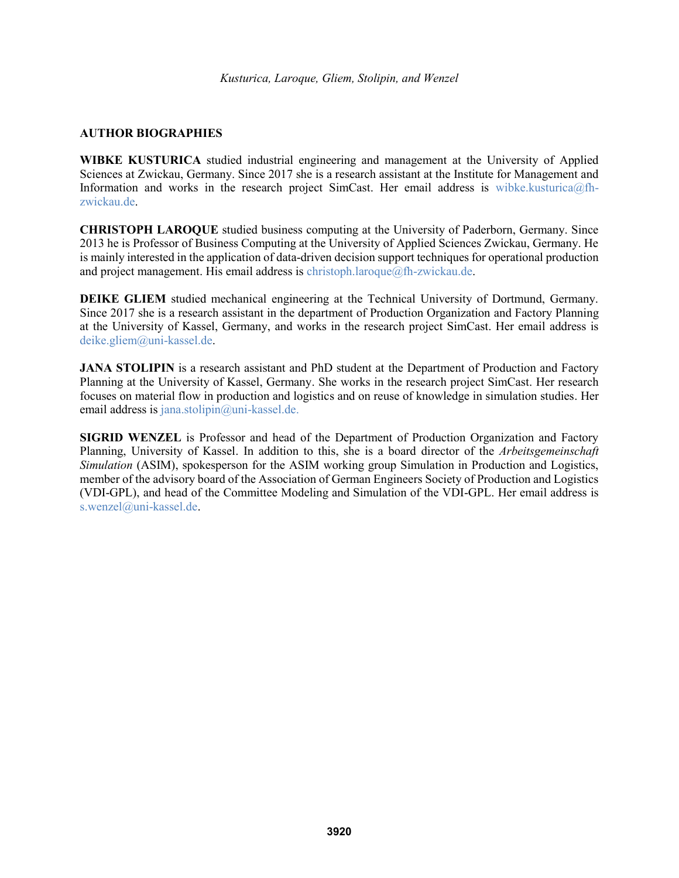## AUTHOR BIOGRAPHIES

**WIBKE KUSTURICA** studied industrial engineering and management at the University of Applied Sciences at Zwickau, Germany. Since 2017 she is a research assistant at the Institute for Management and Information and works in the research project SimCast. Her email address is wibke.kusturica@fh-zwickau.de.

**CHRISTOPH LAROQUE** studied business computing at the University of Paderborn, Germany. Since 2013 he is Professor of Business Computing at the University of Applied Sciences Zwickau, Germany. He is mainly interested in the application of data-driven decision support techniques for operational production and project management. His email address is christoph.laroque@fh-zwickau.de.

**DEIKE GLIEM** studied mechanical engineering at the Technical University of Dortmund, Germany. Since 2017 she is a research assistant in the department of Production Organization and Factory Planning at the University of Kassel, Germany, and works in the research project SimCast. Her email address is deike.gliem@uni-kassel.de.

**JANA STOLIPIN** is a research assistant and PhD student at the Department of Production and Factory Planning at the University of Kassel, Germany. She works in the research project SimCast. Her research focuses on material flow in production and logistics and on reuse of knowledge in simulation studies. Her email address is jana.stolipin@uni-kassel.de.

**SIGRID WENZEL** is Professor and head of the Department of Production Organization and Factory Planning, University of Kassel. In addition to this, she is a board director of the *Arbeitsgemeinschaft Simulation* (ASIM), spokesperson for the ASIM working group Simulation in Production and Logistics, member of the advisory board of the Association of German Engineers Society of Production and Logistics (VDI-GPL), and head of the Committee Modeling and Simulation of the VDI-GPL. Her email address is s.wenzel@uni-kassel.de.